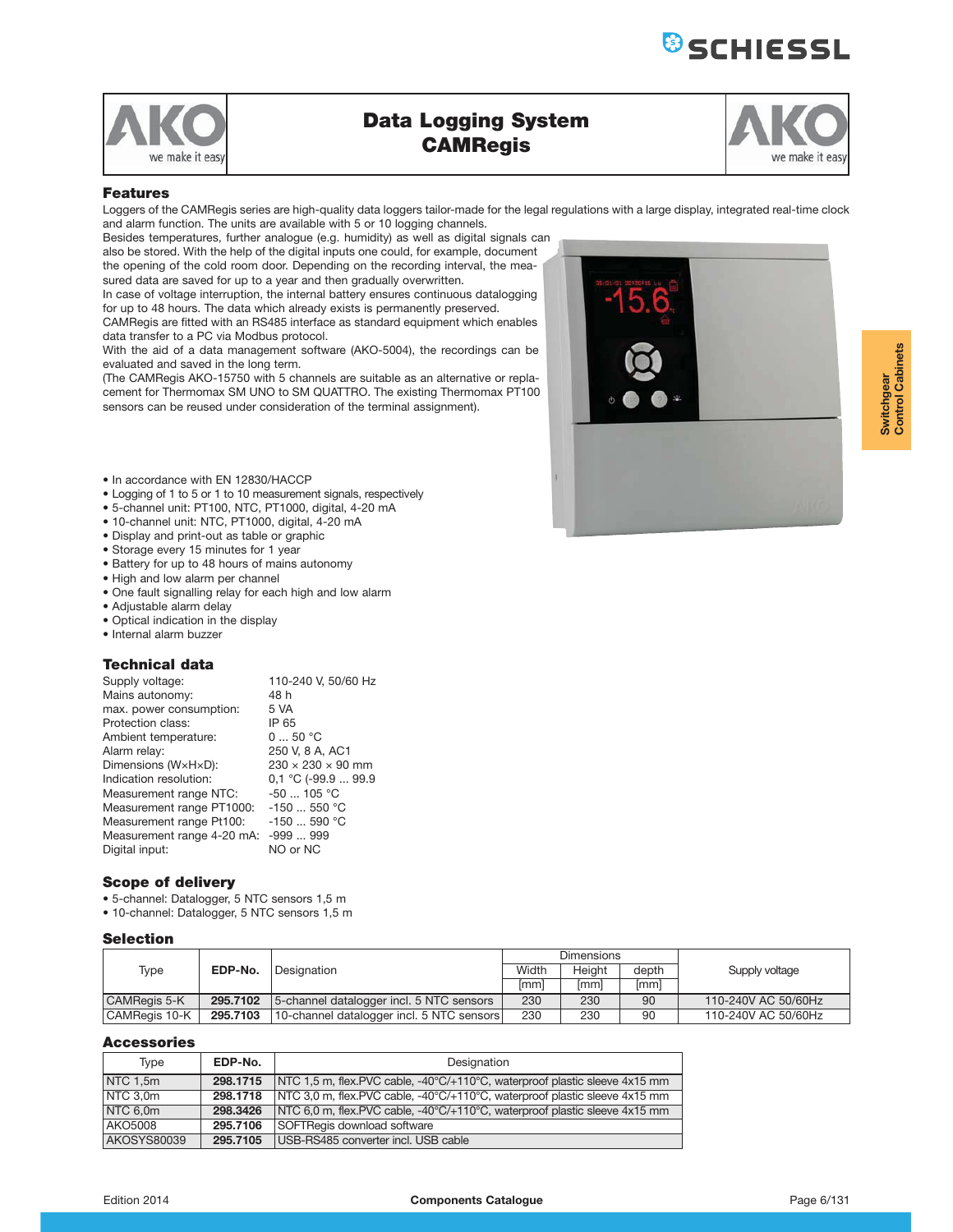# Data Logging System CAMRegis

## Features

Loggers of the CAMRegis series are high-quality data loggers tailor-made for the legal regulations with a large display, integrated real-time clock and alarm function. The units are available with 5 or 10 logging channels.

Besides temperatures, further analogue (e.g. humidity) as well as digital signals can also be stored. With the help of the digital inputs one could, for example, document the opening of the cold room door. Depending on the recording interval, the measured data are saved for up to a year and then gradually overwritten.

In case of voltage interruption, the internal battery ensures continuous datalogging for up to 48 hours. The data which already exists is permanently preserved.

CAMRegis are fitted with an RS485 interface as standard equipment which enables data transfer to a PC via Modbus protocol.

With the aid of a data management software (AKO-5004), the recordings can be evaluated and saved in the long term.

(The CAMRegis AKO-15750 with 5 channels are suitable as an alternative or replacement for Thermomax SM UNO to SM QUATTRO. The existing Thermomax PT100 sensors can be reused under consideration of the terminal assignment).

- In accordance with EN 12830/HACCP
- Logging of 1 to 5 or 1 to 10 measurement signals, respectively
- 5-channel unit: PT100, NTC, PT1000, digital, 4-20 mA
- 10-channel unit: NTC, PT1000, digital, 4-20 mA
- Display and print-out as table or graphic
- Storage every 15 minutes for 1 year
- Battery for up to 48 hours of mains autonomy
- High and low alarm per channel
- One fault signalling relay for each high and low alarm
- Adjustable alarm delay
- Optical indication in the display
- Internal alarm buzzer

## Technical data

| | |
|---|---|
| Supply voltage: | 110-240 V, 50/60 Hz |
| Mains autonomy: | 48 h |
| max. power consumption: | 5 VA |
| Protection class: | IP 65 |
| Ambient temperature: | 0 ... 50 °C |
| Alarm relay: | 250 V, 8 A, AC1 |
| Dimensions (W×H×D): | 230 × 230 × 90 mm |
| Indication resolution: | 0,1 °C (-99.9 ... 99.9 |
| Measurement range NTC: | -50 ... 105 °C |
| Measurement range PT1000: | -150 ... 550 °C |
| Measurement range Pt100: | -150 ... 590 °C |
| Measurement range 4-20 mA: | -999 ... 999 |
| Digital input: | NO or NC |

## Scope of delivery

- 5-channel: Datalogger, 5 NTC sensors 1,5 m
- 10-channel: Datalogger, 5 NTC sensors 1,5 m

## Selection

| Type | EDP-No. | Designation | Dimensions | | | Supply voltage |
|---|---|---|---|---|---|---|
| | | | Width [mm] | Height [mm] | depth [mm] | |
| CAMRegis 5-K | **295.7102** | 5-channel datalogger incl. 5 NTC sensors | 230 | 230 | 90 | 110-240V AC 50/60Hz |
| CAMRegis 10-K | **295.7103** | 10-channel datalogger incl. 5 NTC sensors | 230 | 230 | 90 | 110-240V AC 50/60Hz |

## Accessories

| Type | EDP-No. | Designation |
|---|---|---|
| NTC 1,5m | **298.1715** | NTC 1,5 m, flex.PVC cable, -40°C/+110°C, waterproof plastic sleeve 4x15 mm |
| NTC 3,0m | **298.1718** | NTC 3,0 m, flex.PVC cable, -40°C/+110°C, waterproof plastic sleeve 4x15 mm |
| NTC 6,0m | **298.3426** | NTC 6,0 m, flex.PVC cable, -40°C/+110°C, waterproof plastic sleeve 4x15 mm |
| AKO5008 | **295.7106** | SOFTRegis download software |
| AKOSYS80039 | **295.7105** | USB-RS485 converter incl. USB cable |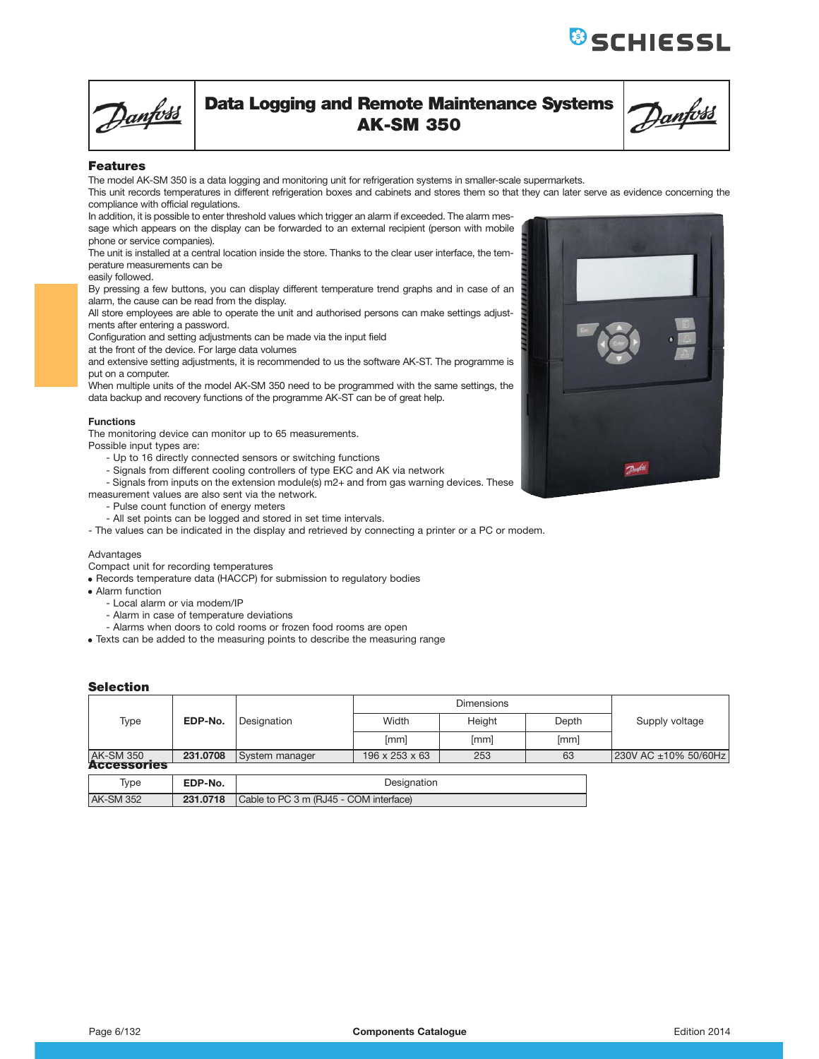# Data Logging and Remote Maintenance Systems AK-SM 350

## Features

The model AK-SM 350 is a data logging and monitoring unit for refrigeration systems in smaller-scale supermarkets.
This unit records temperatures in different refrigeration boxes and cabinets and stores them so that they can later serve as evidence concerning the compliance with official regulations.
In addition, it is possible to enter threshold values which trigger an alarm if exceeded. The alarm message which appears on the display can be forwarded to an external recipient (person with mobile phone or service companies).
The unit is installed at a central location inside the store. Thanks to the clear user interface, the temperature measurements can be easily followed.
By pressing a few buttons, you can display different temperature trend graphs and in case of an alarm, the cause can be read from the display.
All store employees are able to operate the unit and authorised persons can make settings adjustments after entering a password.
Configuration and setting adjustments can be made via the input field at the front of the device. For large data volumes and extensive setting adjustments, it is recommended to us the software AK-ST. The programme is put on a computer.
When multiple units of the model AK-SM 350 need to be programmed with the same settings, the data backup and recovery functions of the programme AK-ST can be of great help.

### Functions

The monitoring device can monitor up to 65 measurements.
Possible input types are:

- Up to 16 directly connected sensors or switching functions
- Signals from different cooling controllers of type EKC and AK via network
- Signals from inputs on the extension module(s) m2+ and from gas warning devices. These measurement values are also sent via the network.
- Pulse count function of energy meters
- All set points can be logged and stored in set time intervals.

- The values can be indicated in the display and retrieved by connecting a printer or a PC or modem.

Advantages
Compact unit for recording temperatures

- Records temperature data (HACCP) for submission to regulatory bodies
- Alarm function
  - Local alarm or via modem/IP
  - Alarm in case of temperature deviations
  - Alarms when doors to cold rooms or frozen food rooms are open
- Texts can be added to the measuring points to describe the measuring range

## Selection

| Type | EDP-No. | Designation | Dimensions | | | Supply voltage |
|---|---|---|---|---|---|---|
| | | | Width | Height | Depth | |
| | | | [mm] | [mm] | [mm] | |
| AK-SM 350 | **231.0708** | System manager | 196 x 253 x 63 | 253 | 63 | 230V AC ±10% 50/60Hz |

## Accessories

| Type | EDP-No. | Designation |
|---|---|---|
| AK-SM 352 | **231.0718** | Cable to PC 3 m (RJ45 - COM interface) |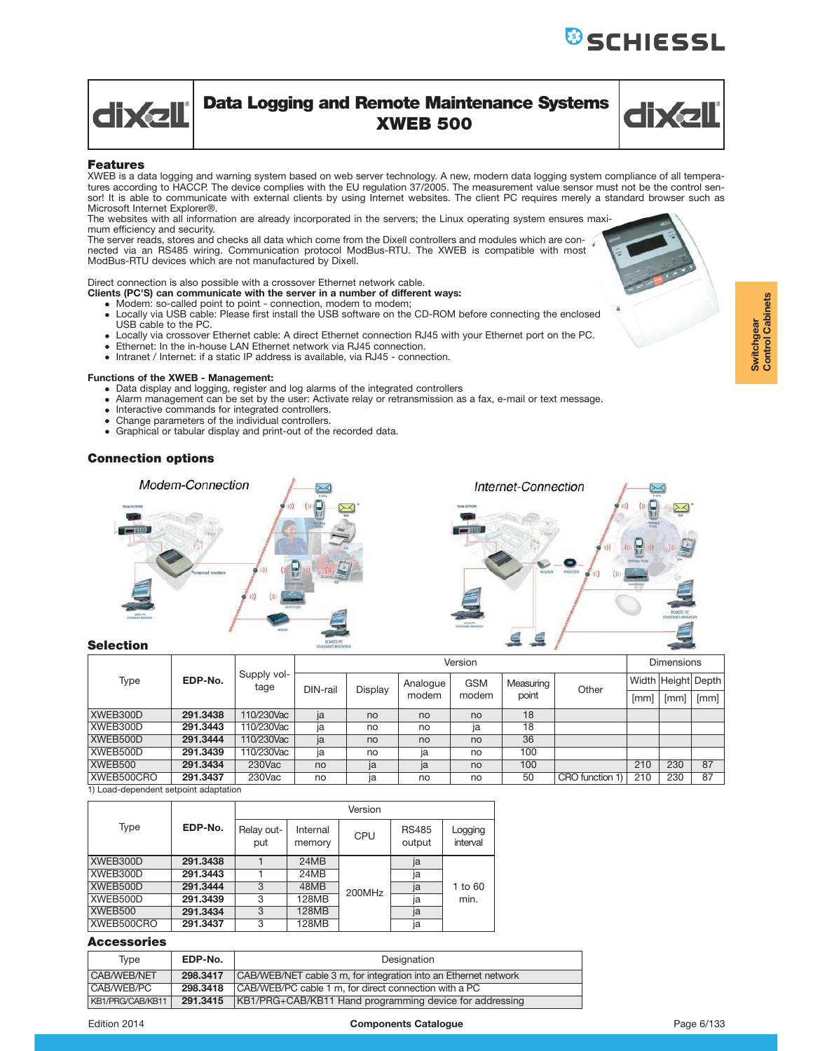# Data Logging and Remote Maintenance Systems XWEB 500

## Features

XWEB is a data logging and warning system based on web server technology. A new, modern data logging system compliance of all temperatures according to HACCP. The device complies with the EU regulation 37/2005. The measurement value sensor must not be the control sensor! It is able to communicate with external clients by using Internet websites. The client PC requires merely a standard browser such as Microsoft Internet Explorer®.

The websites with all information are already incorporated in the servers; the Linux operating system ensures maximum efficiency and security.

The server reads, stores and checks all data which come from the Dixell controllers and modules which are connected via an RS485 wiring. Communication protocol ModBus-RTU. The XWEB is compatible with most ModBus-RTU devices which are not manufactured by Dixell.

Direct connection is also possible with a crossover Ethernet network cable.

**Clients (PC'S) can communicate with the server in a number of different ways:**

- Modem: so-called point to point - connection, modem to modem;
- Locally via USB cable: Please first install the USB software on the CD-ROM before connecting the enclosed USB cable to the PC.
- Locally via crossover Ethernet cable: A direct Ethernet connection RJ45 with your Ethernet port on the PC.
- Ethernet: In the in-house LAN Ethernet network via RJ45 connection.
- Intranet / Internet: if a static IP address is available, via RJ45 - connection.

**Functions of the XWEB - Management:**

- Data display and logging, register and log alarms of the integrated controllers
- Alarm management can be set by the user: Activate relay or retransmission as a fax, e-mail or text message.
- Interactive commands for integrated controllers.
- Change parameters of the individual controllers.
- Graphical or tabular display and print-out of the recorded data.

## Connection options

Modem-Connection

Internet-Connection

## Selection

| Type | EDP-No. | Supply voltage | Version | | | | | | Dimensions | | |
|---|---|---|---|---|---|---|---|---|---|---|---|
| | | | DIN-rail | Display | Analogue modem | GSM modem | Measuring point | Other | Width [mm] | Height [mm] | Depth [mm] |
| XWEB300D | **291.3438** | 110/230Vac | ja | no | no | no | 18 | | | | |
| XWEB300D | **291.3443** | 110/230Vac | ja | no | no | ja | 18 | | | | |
| XWEB500D | **291.3444** | 110/230Vac | ja | no | no | no | 36 | | | | |
| XWEB500D | **291.3439** | 110/230Vac | ja | no | ja | no | 100 | | | | |
| XWEB500 | **291.3434** | 230Vac | no | ja | ja | no | 100 | | 210 | 230 | 87 |
| XWEB500CRO | **291.3437** | 230Vac | no | ja | no | no | 50 | CRO function 1) | 210 | 230 | 87 |

1) Load-dependent setpoint adaptation

| Type | EDP-No. | Version | | | | |
|---|---|---|---|---|---|---|
| | | Relay output | Internal memory | CPU | RS485 output | Logging interval |
| XWEB300D | **291.3438** | 1 | 24MB | 200MHz | ja | 1 to 60 min. |
| XWEB300D | **291.3443** | 1 | 24MB | | ja | |
| XWEB500D | **291.3444** | 3 | 48MB | | ja | |
| XWEB500D | **291.3439** | 3 | 128MB | | ja | |
| XWEB500 | **291.3434** | 3 | 128MB | | ja | |
| XWEB500CRO | **291.3437** | 3 | 128MB | | ja | |

## Accessories

| Type | EDP-No. | Designation |
|---|---|---|
| CAB/WEB/NET | **298.3417** | CAB/WEB/NET cable 3 m, for integration into an Ethernet network |
| CAB/WEB/PC | **298.3418** | CAB/WEB/PC cable 1 m, for direct connection with a PC |
| KB1/PRG/CAB/KB11 | **291.3415** | KB1/PRG+CAB/KB11 Hand programming device for addressing |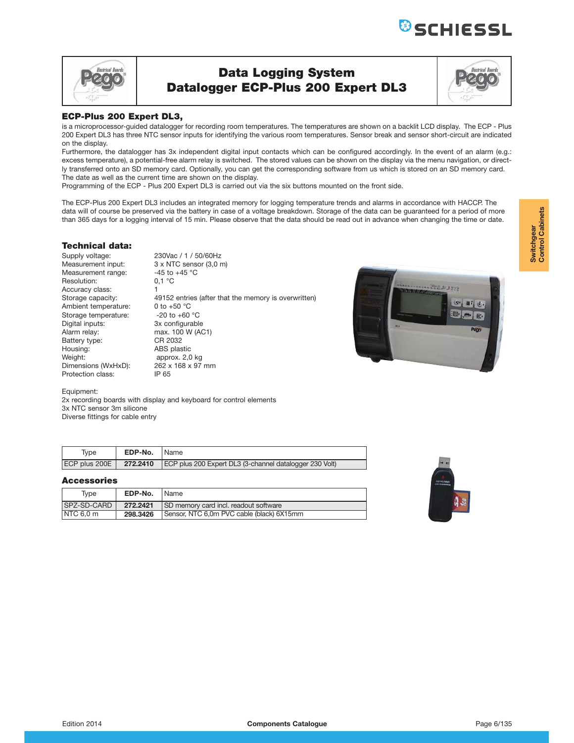# Data Logging System
# Datalogger ECP-Plus 200 Expert DL3

**ECP-Plus 200 Expert DL3,**

is a microprocessor-guided datalogger for recording room temperatures. The temperatures are shown on a backlit LCD display. The ECP - Plus 200 Expert DL3 has three NTC sensor inputs for identifying the various room temperatures. Sensor break and sensor short-circuit are indicated on the display.

Furthermore, the datalogger has 3x independent digital input contacts which can be configured accordingly. In the event of an alarm (e.g.: excess temperature), a potential-free alarm relay is switched. The stored values can be shown on the display via the menu navigation, or directly transferred onto an SD memory card. Optionally, you can get the corresponding software from us which is stored on an SD memory card. The date as well as the current time are shown on the display.

Programming of the ECP - Plus 200 Expert DL3 is carried out via the six buttons mounted on the front side.

The ECP-Plus 200 Expert DL3 includes an integrated memory for logging temperature trends and alarms in accordance with HACCP. The data will of course be preserved via the battery in case of a voltage breakdown. Storage of the data can be guaranteed for a period of more than 365 days for a logging interval of 15 min. Please observe that the data should be read out in advance when changing the time or date.

## Technical data:

| | |
|---|---|
| Supply voltage: | 230Vac / 1 / 50/60Hz |
| Measurement input: | 3 x NTC sensor (3,0 m) |
| Measurement range: | -45 to +45 °C |
| Resolution: | 0,1 °C |
| Accuracy class: | 1 |
| Storage capacity: | 49152 entries (after that the memory is overwritten) |
| Ambient temperature: | 0 to +50 °C |
| Storage temperature: | -20 to +60 °C |
| Digital inputs: | 3x configurable |
| Alarm relay: | max. 100 W (AC1) |
| Battery type: | CR 2032 |
| Housing: | ABS plastic |
| Weight: | approx. 2,0 kg |
| Dimensions (WxHxD): | 262 x 168 x 97 mm |
| Protection class: | IP 65 |

Equipment:
2x recording boards with display and keyboard for control elements
3x NTC sensor 3m silicone
Diverse fittings for cable entry

| Type | EDP-No. | Name |
|---|---|---|
| ECP plus 200E | **272.2410** | ECP plus 200 Expert DL3 (3-channel datalogger 230 Volt) |

## Accessories

| Type | EDP-No. | Name |
|---|---|---|
| SPZ-SD-CARD | **272.2421** | SD memory card incl. readout software |
| NTC 6,0 m | **298.3426** | Sensor, NTC 6,0m PVC cable (black) 6X15mm |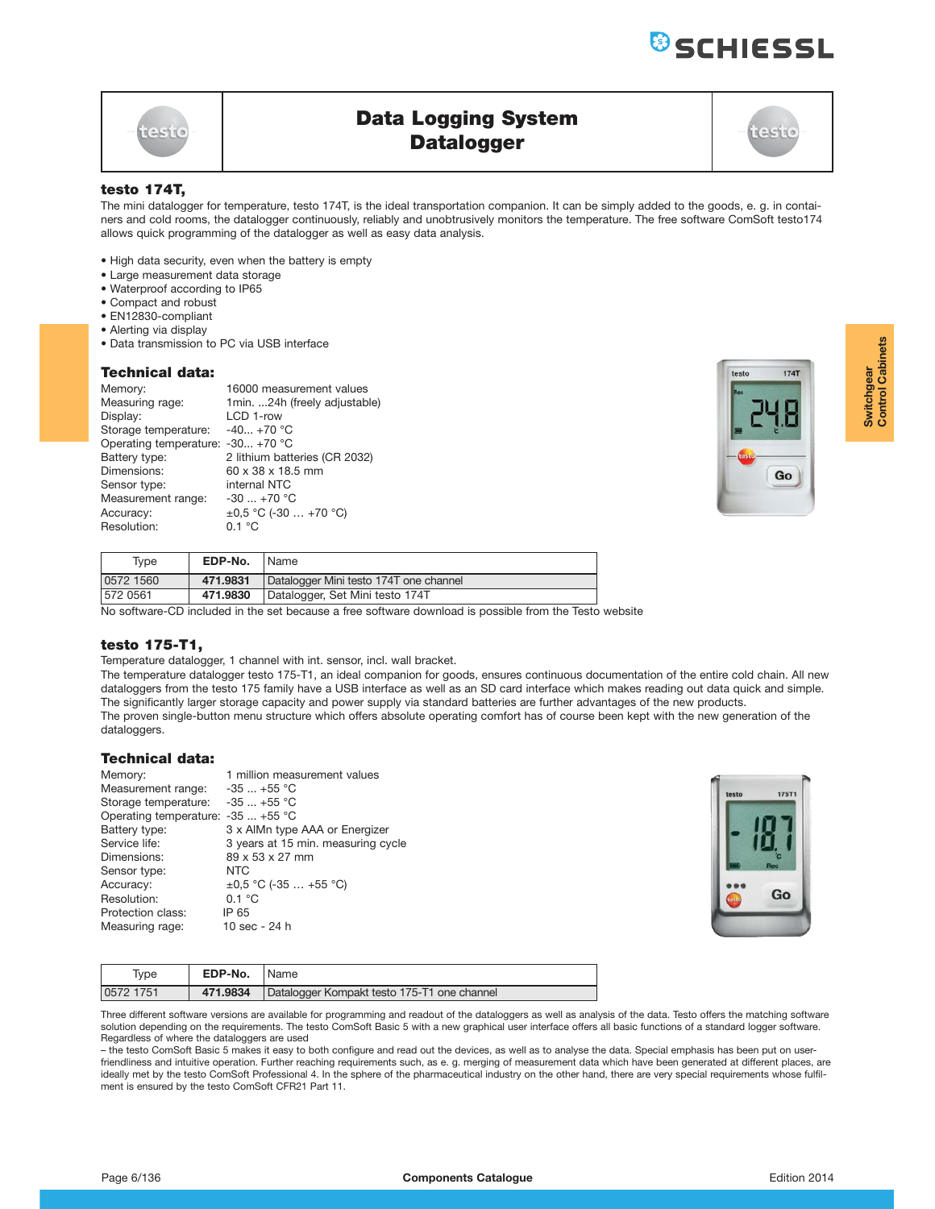# Data Logging System Datalogger

## testo 174T,

The mini datalogger for temperature, testo 174T, is the ideal transportation companion. It can be simply added to the goods, e. g. in containers and cold rooms, the datalogger continuously, reliably and unobtrusively monitors the temperature. The free software ComSoft testo174 allows quick programming of the datalogger as well as easy data analysis.

- High data security, even when the battery is empty
- Large measurement data storage
- Waterproof according to IP65
- Compact and robust
- EN12830-compliant
- Alerting via display
- Data transmission to PC via USB interface

### Technical data:

Memory: 16000 measurement values
Measuring rage: 1min. ...24h (freely adjustable)
Display: LCD 1-row
Storage temperature: -40... +70 °C
Operating temperature: -30... +70 °C
Battery type: 2 lithium batteries (CR 2032)
Dimensions: 60 x 38 x 18.5 mm
Sensor type: internal NTC
Measurement range: -30 ... +70 °C
Accuracy: ±0,5 °C (-30 … +70 °C)
Resolution: 0.1 °C

| Type | EDP-No. | Name |
|---|---|---|
| 0572 1560 | **471.9831** | Datalogger Mini testo 174T one channel |
| 572 0561 | **471.9830** | Datalogger, Set Mini testo 174T |

No software-CD included in the set because a free software download is possible from the Testo website

## testo 175-T1,

Temperature datalogger, 1 channel with int. sensor, incl. wall bracket.
The temperature datalogger testo 175-T1, an ideal companion for goods, ensures continuous documentation of the entire cold chain. All new dataloggers from the testo 175 family have a USB interface as well as an SD card interface which makes reading out data quick and simple. The significantly larger storage capacity and power supply via standard batteries are further advantages of the new products.
The proven single-button menu structure which offers absolute operating comfort has of course been kept with the new generation of the dataloggers.

### Technical data:

Memory: 1 million measurement values
Measurement range: -35 ... +55 °C
Storage temperature: -35 ... +55 °C
Operating temperature: -35 ... +55 °C
Battery type: 3 x AlMn type AAA or Energizer
Service life: 3 years at 15 min. measuring cycle
Dimensions: 89 x 53 x 27 mm
Sensor type: NTC
Accuracy: ±0,5 °C (-35 … +55 °C)
Resolution: 0.1 °C
Protection class: IP 65
Measuring rage: 10 sec - 24 h

| Type | EDP-No. | Name |
|---|---|---|
| 0572 1751 | **471.9834** | Datalogger Kompakt testo 175-T1 one channel |

Three different software versions are available for programming and readout of the dataloggers as well as analysis of the data. Testo offers the matching software solution depending on the requirements. The testo ComSoft Basic 5 with a new graphical user interface offers all basic functions of a standard logger software. Regardless of where the dataloggers are used
– the testo ComSoft Basic 5 makes it easy to both configure and read out the devices, as well as to analyse the data. Special emphasis has been put on user-friendliness and intuitive operation. Further reaching requirements such, as e. g. merging of measurement data which have been generated at different places, are ideally met by the testo ComSoft Professional 4. In the sphere of the pharmaceutical industry on the other hand, there are very special requirements whose fulfilment is ensured by the testo ComSoft CFR21 Part 11.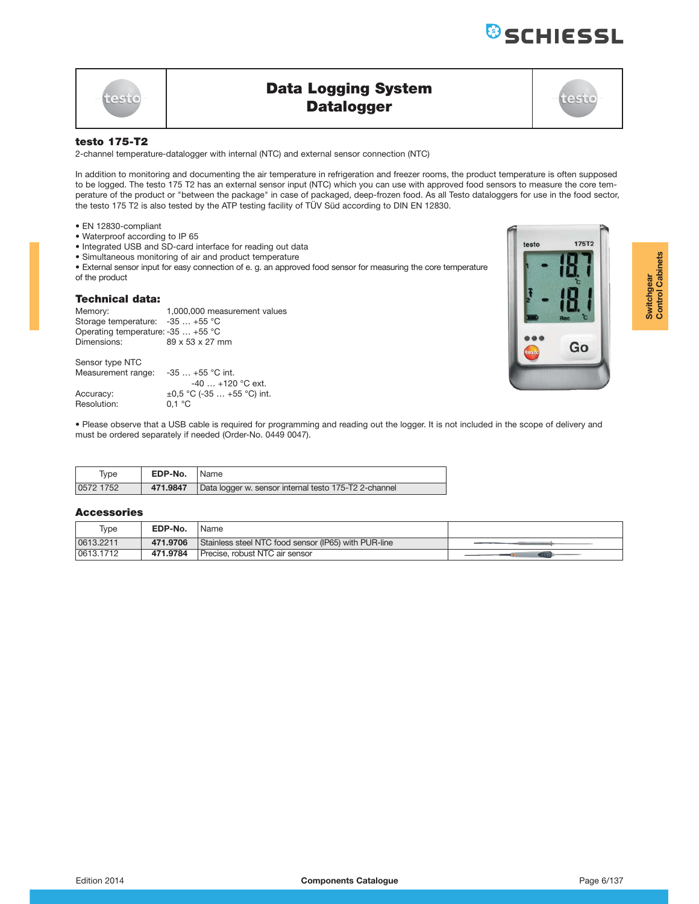# Data Logging System Datalogger

### testo 175-T2

2-channel temperature-datalogger with internal (NTC) and external sensor connection (NTC)

In addition to monitoring and documenting the air temperature in refrigeration and freezer rooms, the product temperature is often supposed to be logged. The testo 175 T2 has an external sensor input (NTC) which you can use with approved food sensors to measure the core temperature of the product or "between the package" in case of packaged, deep-frozen food. As all Testo dataloggers for use in the food sector, the testo 175 T2 is also tested by the ATP testing facility of TÜV Süd according to DIN EN 12830.

- EN 12830-compliant
- Waterproof according to IP 65
- Integrated USB and SD-card interface for reading out data
- Simultaneous monitoring of air and product temperature
- External sensor input for easy connection of e. g. an approved food sensor for measuring the core temperature of the product

### Technical data:

Memory: 1,000,000 measurement values
Storage temperature: -35 … +55 °C
Operating temperature: -35 … +55 °C
Dimensions: 89 x 53 x 27 mm

Sensor type NTC
Measurement range: -35 … +55 °C int.
-40 … +120 °C ext.
Accuracy: ±0,5 °C (-35 … +55 °C) int.
Resolution: 0,1 °C

- Please observe that a USB cable is required for programming and reading out the logger. It is not included in the scope of delivery and must be ordered separately if needed (Order-No. 0449 0047).

| Type | EDP-No. | Name |
|---|---|---|
| 0572 1752 | **471.9847** | Data logger w. sensor internal testo 175-T2 2-channel |

### Accessories

| Type | EDP-No. | Name | |
|---|---|---|---|
| 0613.2211 | **471.9706** | Stainless steel NTC food sensor (IP65) with PUR-line | |
| 0613.1712 | **471.9784** | Precise, robust NTC air sensor | |

Switchgear Control Cabinets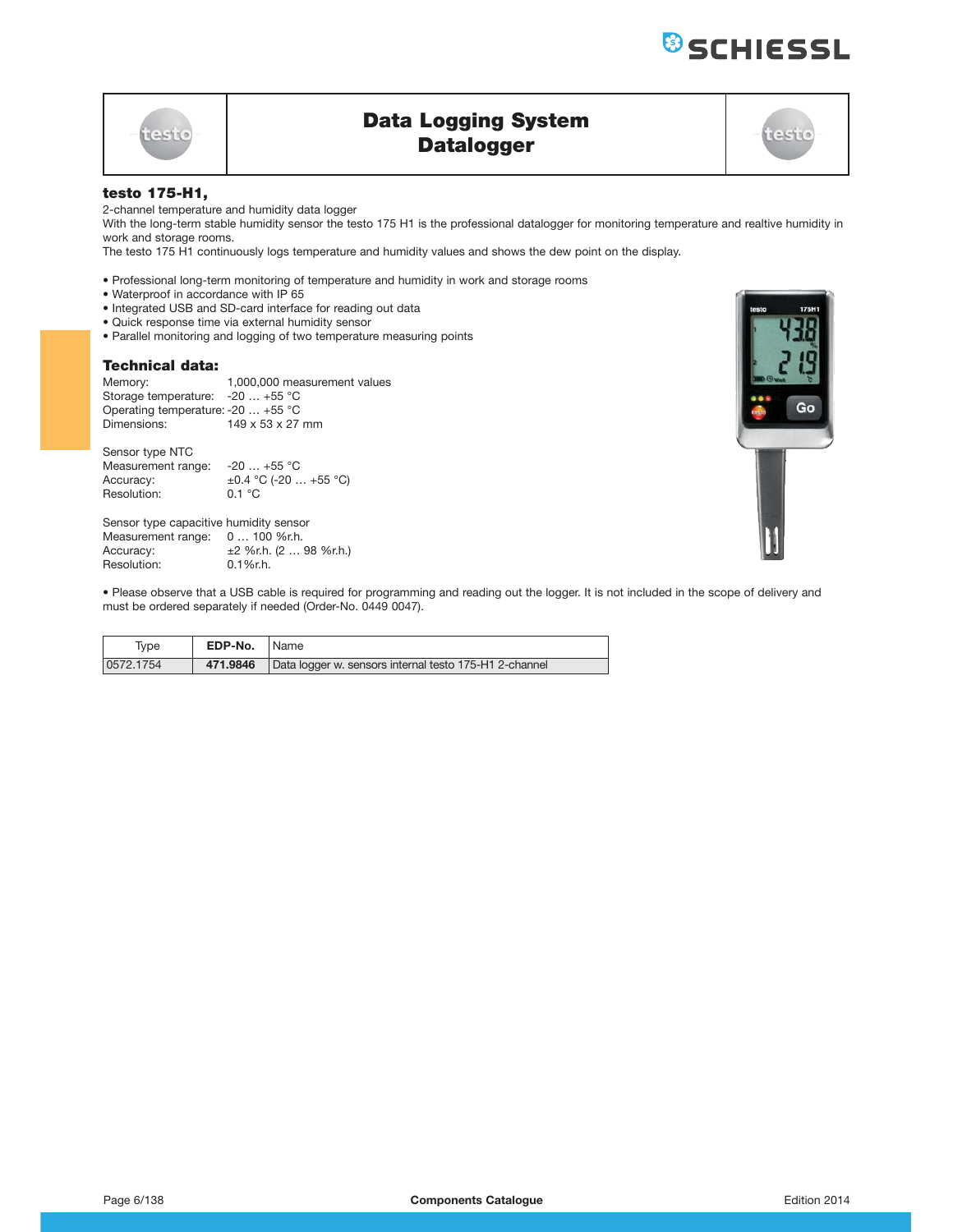# Data Logging System Datalogger

### testo 175-H1,

2-channel temperature and humidity data logger
With the long-term stable humidity sensor the testo 175 H1 is the professional datalogger for monitoring temperature and realtive humidity in work and storage rooms.
The testo 175 H1 continuously logs temperature and humidity values and shows the dew point on the display.

- Professional long-term monitoring of temperature and humidity in work and storage rooms
- Waterproof in accordance with IP 65
- Integrated USB and SD-card interface for reading out data
- Quick response time via external humidity sensor
- Parallel monitoring and logging of two temperature measuring points

### Technical data:

Memory: 1,000,000 measurement values
Storage temperature: -20 … +55 °C
Operating temperature: -20 … +55 °C
Dimensions: 149 x 53 x 27 mm

Sensor type NTC
Measurement range: -20 … +55 °C
Accuracy: ±0.4 °C (-20 … +55 °C)
Resolution: 0.1 °C

Sensor type capacitive humidity sensor
Measurement range: 0 … 100 %r.h.
Accuracy: ±2 %r.h. (2 … 98 %r.h.)
Resolution: 0.1%r.h.

- Please observe that a USB cable is required for programming and reading out the logger. It is not included in the scope of delivery and must be ordered separately if needed (Order-No. 0449 0047).

| Type | EDP-No. | Name |
|---|---|---|
| 0572.1754 | **471.9846** | Data logger w. sensors internal testo 175-H1 2-channel |